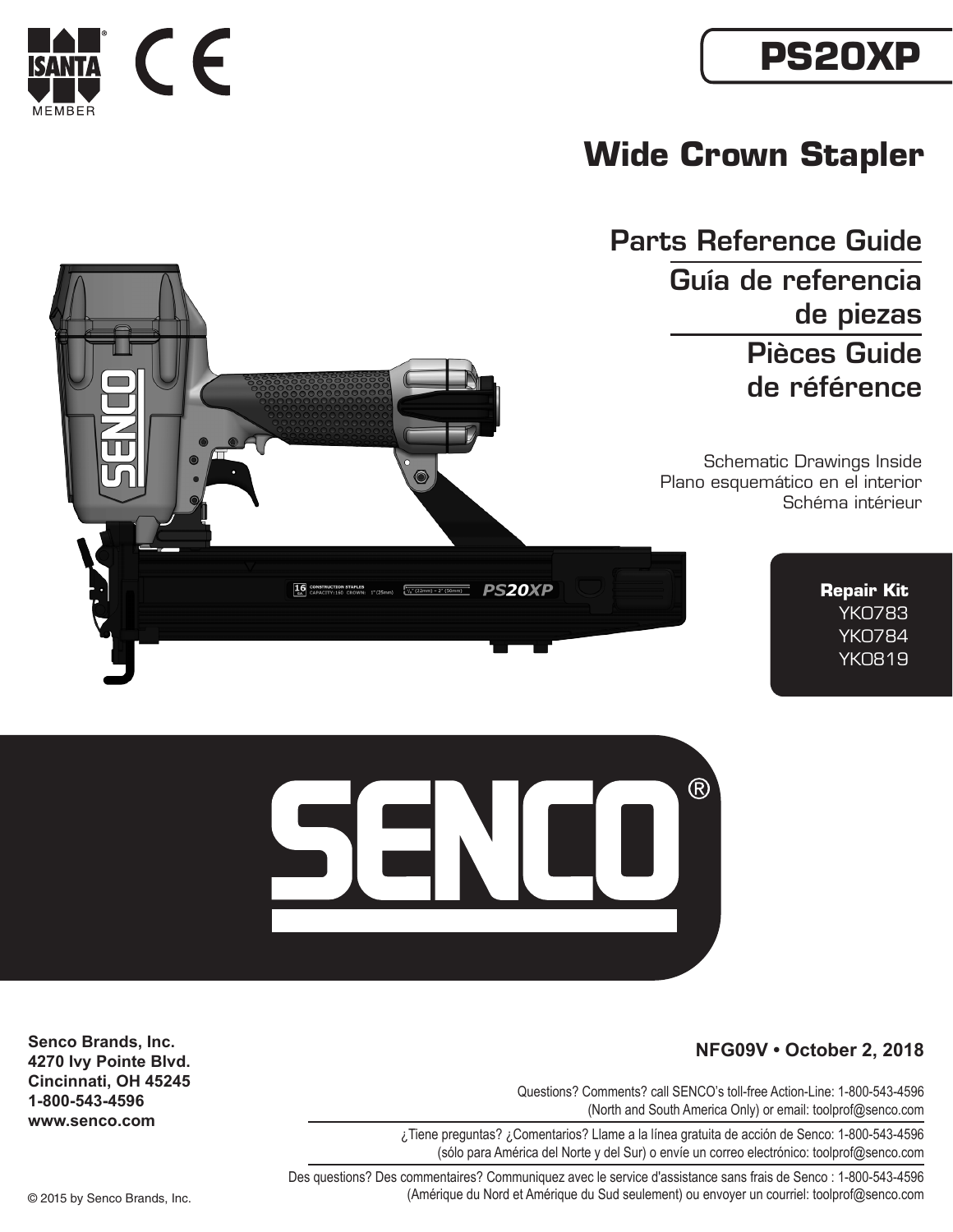ISANTA® MEMBER

CE

# PS20XP

## Wide Crown Stapler

### Parts Reference Guide

### Guía de referencia de piezas

### Pièces Guide de référence

Schematic Drawings Inside
Plano esquemático en el interior
Schéma intérieur

**Repair Kit**
YK0783
YK0784
YK0819

SENCO®

**Senco Brands, Inc.**
**4270 Ivy Pointe Blvd.**
**Cincinnati, OH 45245**
**1-800-543-4596**
**www.senco.com**

**NFG09V • October 2, 2018**

Questions? Comments? call SENCO's toll-free Action-Line: 1-800-543-4596 (North and South America Only) or email: toolprof@senco.com

¿Tiene preguntas? ¿Comentarios? Llame a la línea gratuita de acción de Senco: 1-800-543-4596 (sólo para América del Norte y del Sur) o envíe un correo electrónico: toolprof@senco.com

Des questions? Des commentaires? Communiquez avec le service d'assistance sans frais de Senco : 1-800-543-4596 (Amérique du Nord et Amérique du Sud seulement) ou envoyer un courriel: toolprof@senco.com

© 2015 by Senco Brands, Inc.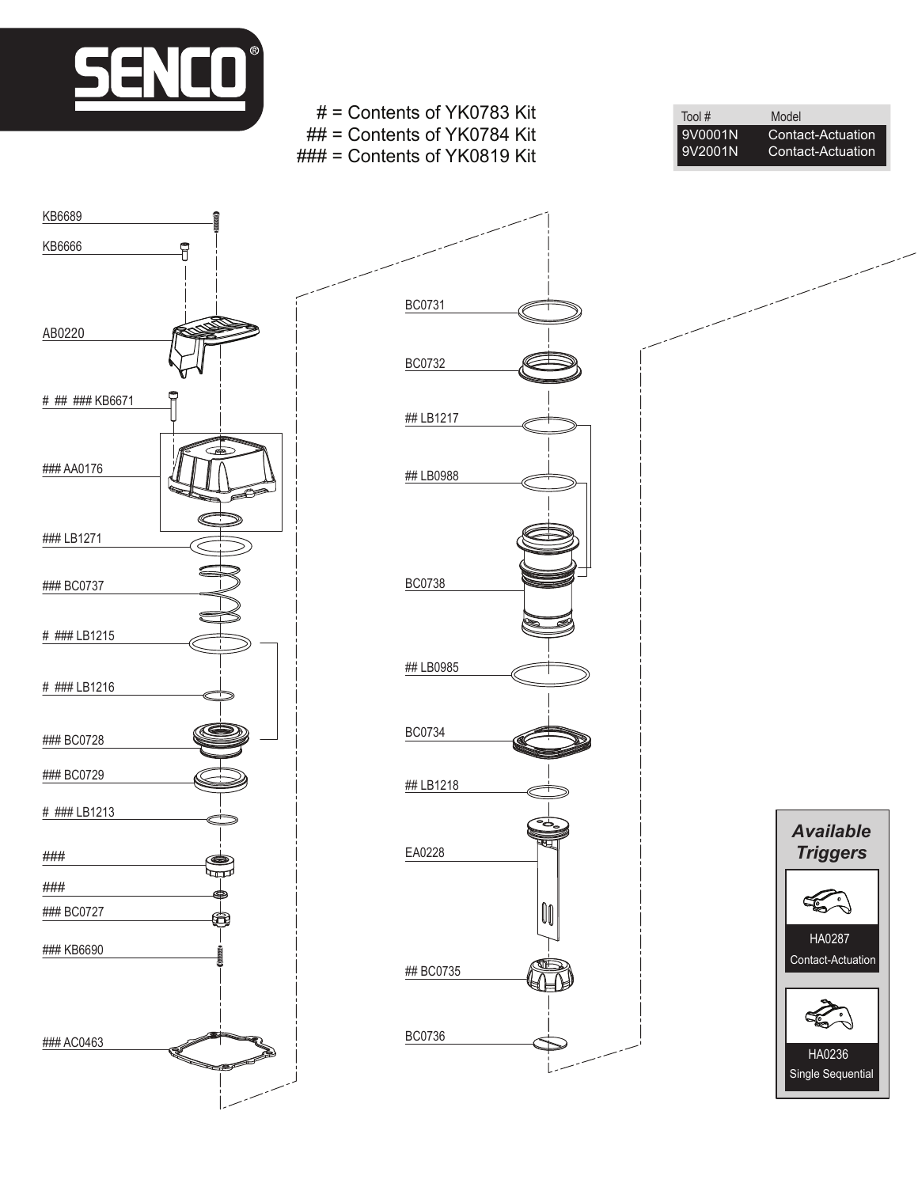SENCO®

\# = Contents of YK0783 Kit
\#\# = Contents of YK0784 Kit
\#\#\# = Contents of YK0819 Kit

| Tool # | Model |
|---|---|
| 9V0001N | Contact-Actuation |
| 9V2001N | Contact-Actuation |

KB6689

KB6666

AB0220

\# \#\# \#\#\# KB6671

\#\#\# AA0176

\#\#\# LB1271

\#\#\# BC0737

\# \#\#\# LB1215

\# \#\#\# LB1216

\#\#\# BC0728

\#\#\# BC0729

\# \#\#\# LB1213

\#\#\#

\#\#\#

\#\#\# BC0727

\#\#\# KB6690

\#\#\# AC0463

BC0731

BC0732

\#\# LB1217

\#\# LB0988

BC0738

\#\# LB0985

BC0734

\#\# LB1218

EA0228

\#\# BC0735

BC0736

***Available Triggers***

HA0287
Contact-Actuation

HA0236
Single Sequential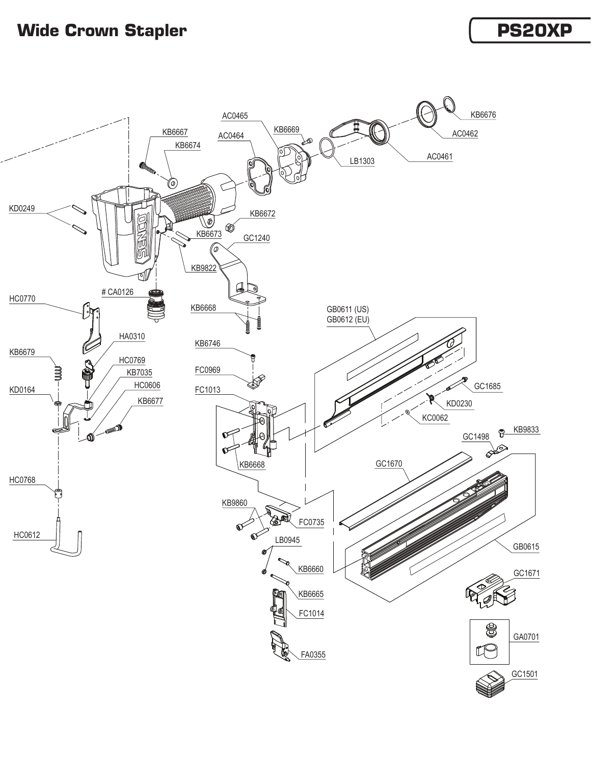# Wide Crown Stapler

## PS20XP

KB6676
AC0462
AC0461
LB1303
KB6669
AC0465
AC0464
KB6667
KB6674
KD0249
KB6672
KB6673
GC1240
KB9822
# CA0126
HC0770
KB6668
HA0310
KB6679
HC0769
KB7035
HC0606
KD0164
KB6677
HC0768
HC0612
KB6746
FC0969
FC1013
KB6668
GB0611 (US)
GB0612 (EU)
GC1685
KD0230
KC0062
KB9833
GC1498
GC1670
KB9860
FC0735
LB0945
KB6660
KB6665
FC1014
FA0355
GB0615
GC1671
GA0701
GC1501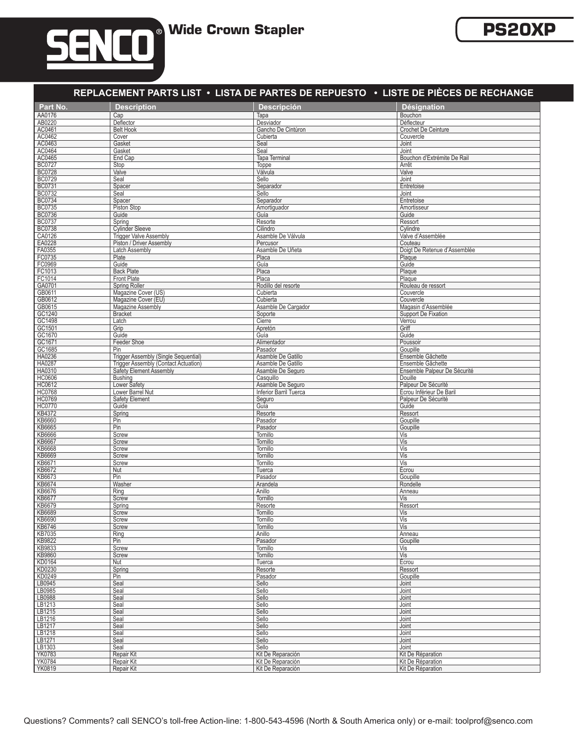# SENCO® Wide Crown Stapler

## PS20XP

## REPLACEMENT PARTS LIST • LISTA DE PARTES DE REPUESTO • LISTE DE PIÈCES DE RECHANGE

| Part No. | Description | Descripción | Désignation |
|---|---|---|---|
| AA0176 | Cap | Tapa | Bouchon |
| AB0220 | Deflector | Desviador | Déflecteur |
| AC0461 | Belt Hook | Gancho De Cintúron | Crochet De Ceinture |
| AC0462 | Cover | Cubierta | Couvercle |
| AC0463 | Gasket | Seal | Joint |
| AC0464 | Gasket | Seal | Joint |
| AC0465 | End Cap | Tapa Terminal | Bouchon d'Extrémite De Rail |
| BC0727 | Stop | Toppe | Arrêt |
| BC0728 | Valve | Válvula | Valve |
| BC0729 | Seal | Sello | Joint |
| BC0731 | Spacer | Separador | Entretoise |
| BC0732 | Seal | Sello | Joint |
| BC0734 | Spacer | Separador | Entretoise |
| BC0735 | Piston Stop | Amortiguador | Amortisseur |
| BC0736 | Guide | Guía | Guide |
| BC0737 | Spring | Resorte | Ressort |
| BC0738 | Cylinder Sleeve | Cilindro | Cylindre |
| CA0126 | Trigger Valve Assembly | Asamble De Válvula | Valve d'Assemblée |
| EA0228 | Piston / Driver Assembly | Percusor | Couteau |
| FA0355 | Latch Assembly | Asamble De Uñeta | Doigt De Retenue d'Assemblée |
| FC0735 | Plate | Placa | Plaque |
| FC0969 | Guide | Guía | Guide |
| FC1013 | Back Plate | Placa | Plaque |
| FC1014 | Front Plate | Placa | Plaque |
| GA0701 | Spring Roller | Rodillo del resorte | Rouleau de ressort |
| GB0611 | Magazine Cover (US) | Cubierta | Couvercle |
| GB0612 | Magazine Cover (EU) | Cubierta | Couvercle |
| GB0615 | Magazine Assembly | Asamble De Cargador | Magasin d'Assemblée |
| GC1240 | Bracket | Soporte | Support De Fixation |
| GC1498 | Latch | Cierre | Verrou |
| GC1501 | Grip | Apretón | Griff |
| GC1670 | Guide | Guía | Guide |
| GC1671 | Feeder Shoe | Alimentador | Poussoir |
| GC1685 | Pin | Pasador | Goupille |
| HA0236 | Trigger Assembly (Single Sequential) | Asamble De Gatillo | Ensemble Gâchette |
| HA0287 | Trigger Assembly (Contact Actuation) | Asamble De Gatillo | Ensemble Gâchette |
| HA0310 | Safety Element Assembly | Asamble De Seguro | Ensemble Palpeur De Sécurité |
| HC0606 | Bushing | Casquillo | Douille |
| HC0612 | Lower Safety | Asamble De Seguro | Palpeur De Sécurité |
| HC0768 | Lower Barrel Nut | Inferior Barril Tuerca | Écrou Inférieur De Baril |
| HC0769 | Safety Element | Seguro | Palpeur De Sécurité |
| HC0770 | Guide | Guía | Guide |
| KB4372 | Spring | Resorte | Ressort |
| KB6660 | Pin | Pasador | Goupille |
| KB6665 | Pin | Pasador | Goupille |
| KB6666 | Screw | Tornillo | Vis |
| KB6667 | Screw | Tornillo | Vis |
| KB6668 | Screw | Tornillo | Vis |
| KB6669 | Screw | Tornillo | Vis |
| KB6671 | Screw | Tornillo | Vis |
| KB6672 | Nut | Tuerca | Écrou |
| KB6673 | Pin | Pasador | Goupille |
| KB6674 | Washer | Arandela | Rondelle |
| KB6676 | Ring | Anillo | Anneau |
| KB6677 | Screw | Tornillo | Vis |
| KB6679 | Spring | Resorte | Ressort |
| KB6689 | Screw | Tornillo | Vis |
| KB6690 | Screw | Tornillo | Vis |
| KB6746 | Screw | Tornillo | Vis |
| KB7035 | Ring | Anillo | Anneau |
| KB9822 | Pin | Pasador | Goupille |
| KB9833 | Screw | Tornillo | Vis |
| KB9860 | Screw | Tornillo | Vis |
| KD0164 | Nut | Tuerca | Écrou |
| KD0230 | Spring | Resorte | Ressort |
| KD0249 | Pin | Pasador | Goupille |
| LB0945 | Seal | Sello | Joint |
| LB0985 | Seal | Sello | Joint |
| LB0988 | Seal | Sello | Joint |
| LB1213 | Seal | Sello | Joint |
| LB1215 | Seal | Sello | Joint |
| LB1216 | Seal | Sello | Joint |
| LB1217 | Seal | Sello | Joint |
| LB1218 | Seal | Sello | Joint |
| LB1271 | Seal | Sello | Joint |
| LB1303 | Seal | Sello | Joint |
| YK0783 | Repair Kit | Kit De Reparación | Kit De Réparation |
| YK0784 | Repair Kit | Kit De Reparación | Kit De Réparation |
| YK0819 | Repair Kit | Kit De Reparación | Kit De Réparation |

Questions? Comments? call SENCO's toll-free Action-line: 1-800-543-4596 (North & South America only) or e-mail: toolprof@senco.com